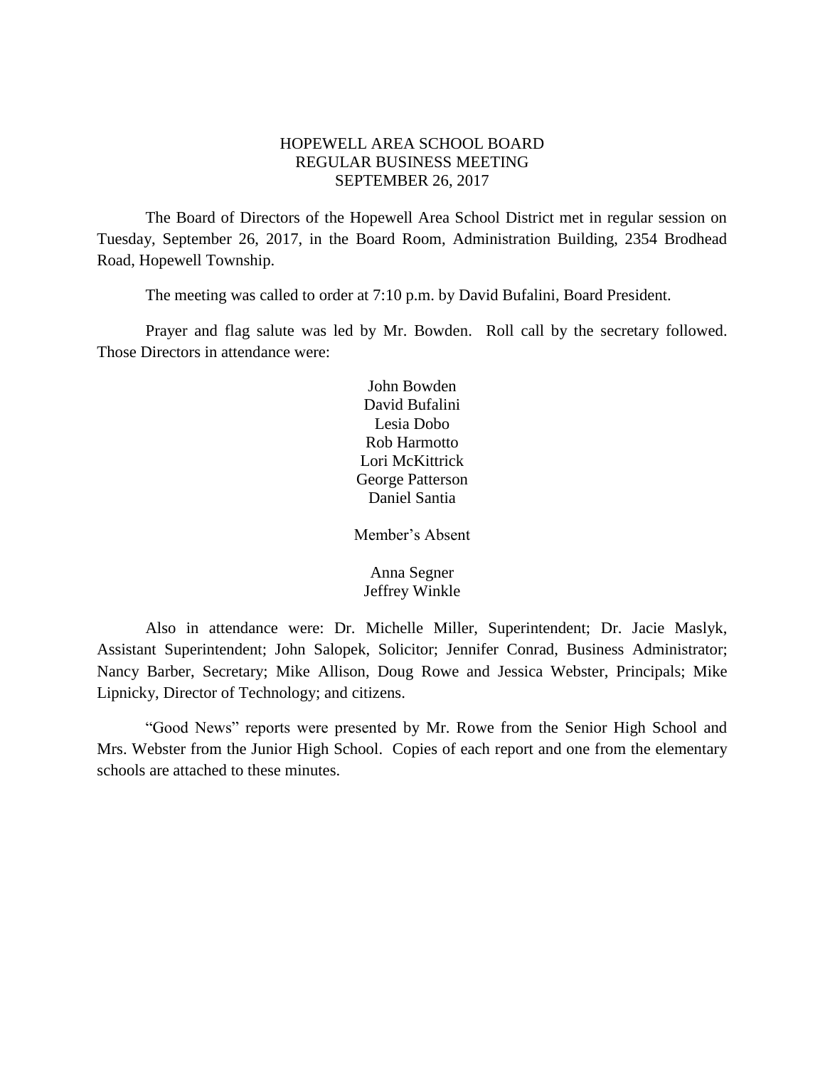# HOPEWELL AREA SCHOOL BOARD
## REGULAR BUSINESS MEETING
## SEPTEMBER 26, 2017

The Board of Directors of the Hopewell Area School District met in regular session on Tuesday, September 26, 2017, in the Board Room, Administration Building, 2354 Brodhead Road, Hopewell Township.

The meeting was called to order at 7:10 p.m. by David Bufalini, Board President.

Prayer and flag salute was led by Mr. Bowden. Roll call by the secretary followed. Those Directors in attendance were:

John Bowden
David Bufalini
Lesia Dobo
Rob Harmotto
Lori McKittrick
George Patterson
Daniel Santia

Member's Absent

Anna Segner
Jeffrey Winkle

Also in attendance were: Dr. Michelle Miller, Superintendent; Dr. Jacie Maslyk, Assistant Superintendent; John Salopek, Solicitor; Jennifer Conrad, Business Administrator; Nancy Barber, Secretary; Mike Allison, Doug Rowe and Jessica Webster, Principals; Mike Lipnicky, Director of Technology; and citizens.

"Good News" reports were presented by Mr. Rowe from the Senior High School and Mrs. Webster from the Junior High School. Copies of each report and one from the elementary schools are attached to these minutes.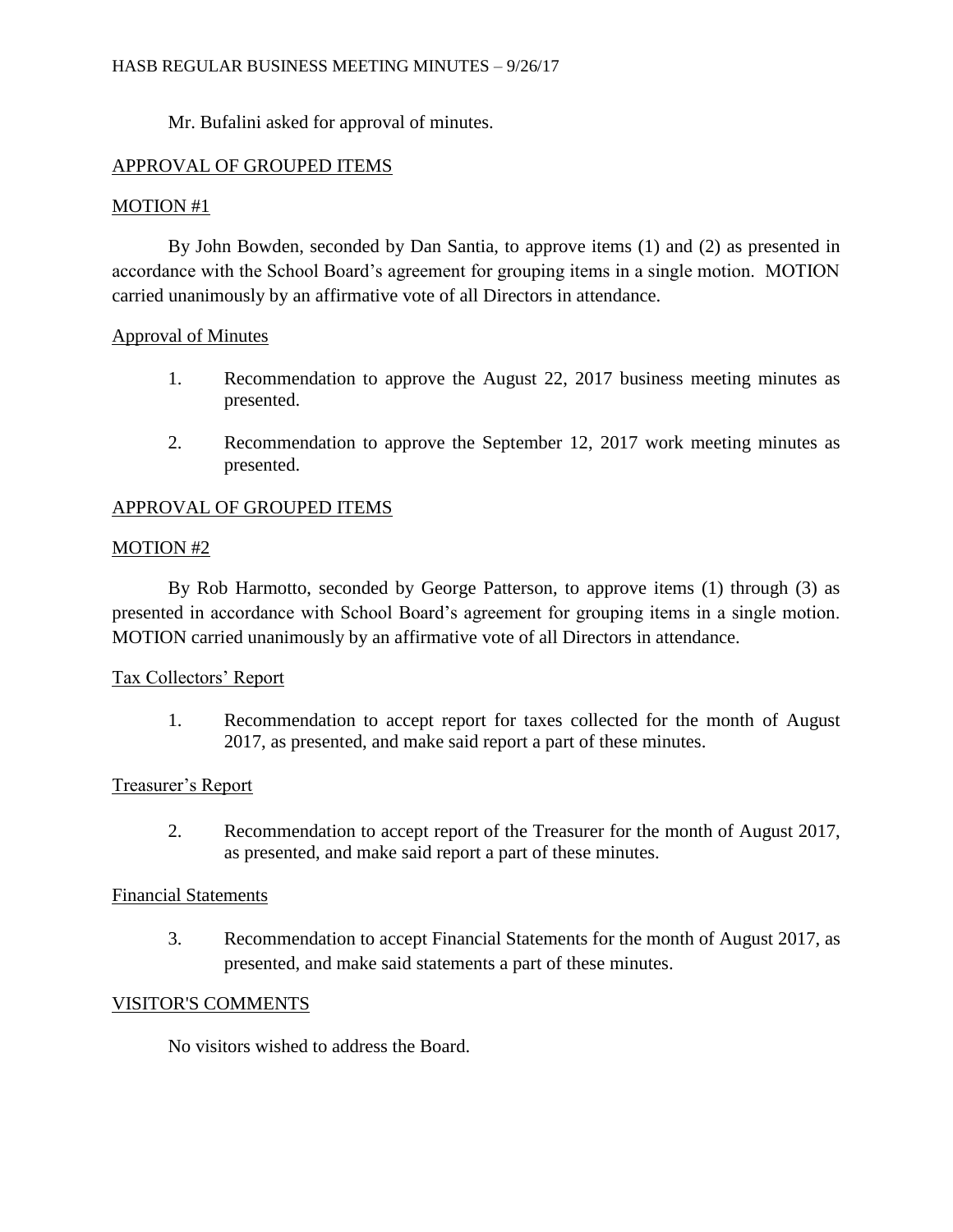Mr. Bufalini asked for approval of minutes.

## APPROVAL OF GROUPED ITEMS

### MOTION #1

By John Bowden, seconded by Dan Santia, to approve items (1) and (2) as presented in accordance with the School Board's agreement for grouping items in a single motion. MOTION carried unanimously by an affirmative vote of all Directors in attendance.

### Approval of Minutes

1. Recommendation to approve the August 22, 2017 business meeting minutes as presented.

2. Recommendation to approve the September 12, 2017 work meeting minutes as presented.

## APPROVAL OF GROUPED ITEMS

### MOTION #2

By Rob Harmotto, seconded by George Patterson, to approve items (1) through (3) as presented in accordance with School Board's agreement for grouping items in a single motion. MOTION carried unanimously by an affirmative vote of all Directors in attendance.

### Tax Collectors' Report

1. Recommendation to accept report for taxes collected for the month of August 2017, as presented, and make said report a part of these minutes.

### Treasurer's Report

2. Recommendation to accept report of the Treasurer for the month of August 2017, as presented, and make said report a part of these minutes.

### Financial Statements

3. Recommendation to accept Financial Statements for the month of August 2017, as presented, and make said statements a part of these minutes.

## VISITOR'S COMMENTS

No visitors wished to address the Board.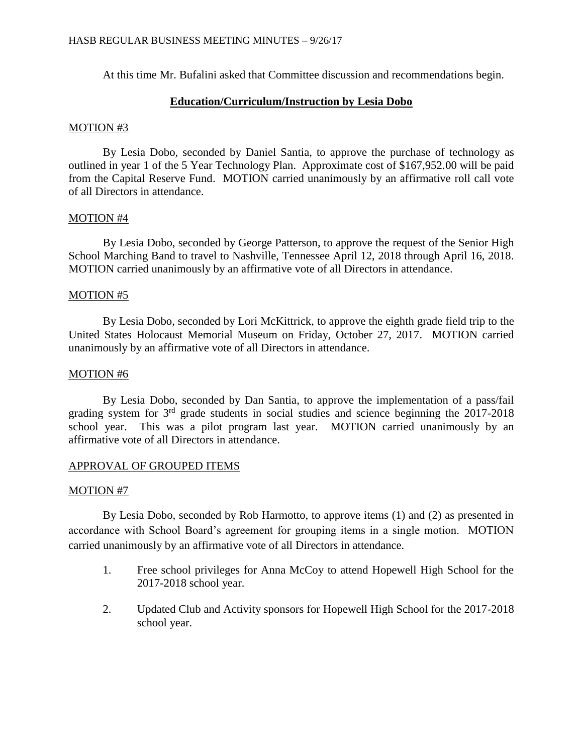At this time Mr. Bufalini asked that Committee discussion and recommendations begin.

## **Education/Curriculum/Instruction by Lesia Dobo**

MOTION #3

By Lesia Dobo, seconded by Daniel Santia, to approve the purchase of technology as outlined in year 1 of the 5 Year Technology Plan. Approximate cost of $167,952.00 will be paid from the Capital Reserve Fund. MOTION carried unanimously by an affirmative roll call vote of all Directors in attendance.

MOTION #4

By Lesia Dobo, seconded by George Patterson, to approve the request of the Senior High School Marching Band to travel to Nashville, Tennessee April 12, 2018 through April 16, 2018. MOTION carried unanimously by an affirmative vote of all Directors in attendance.

MOTION #5

By Lesia Dobo, seconded by Lori McKittrick, to approve the eighth grade field trip to the United States Holocaust Memorial Museum on Friday, October 27, 2017. MOTION carried unanimously by an affirmative vote of all Directors in attendance.

MOTION #6

By Lesia Dobo, seconded by Dan Santia, to approve the implementation of a pass/fail grading system for 3rd grade students in social studies and science beginning the 2017-2018 school year. This was a pilot program last year. MOTION carried unanimously by an affirmative vote of all Directors in attendance.

APPROVAL OF GROUPED ITEMS

MOTION #7

By Lesia Dobo, seconded by Rob Harmotto, to approve items (1) and (2) as presented in accordance with School Board's agreement for grouping items in a single motion. MOTION carried unanimously by an affirmative vote of all Directors in attendance.

1. Free school privileges for Anna McCoy to attend Hopewell High School for the 2017-2018 school year.

2. Updated Club and Activity sponsors for Hopewell High School for the 2017-2018 school year.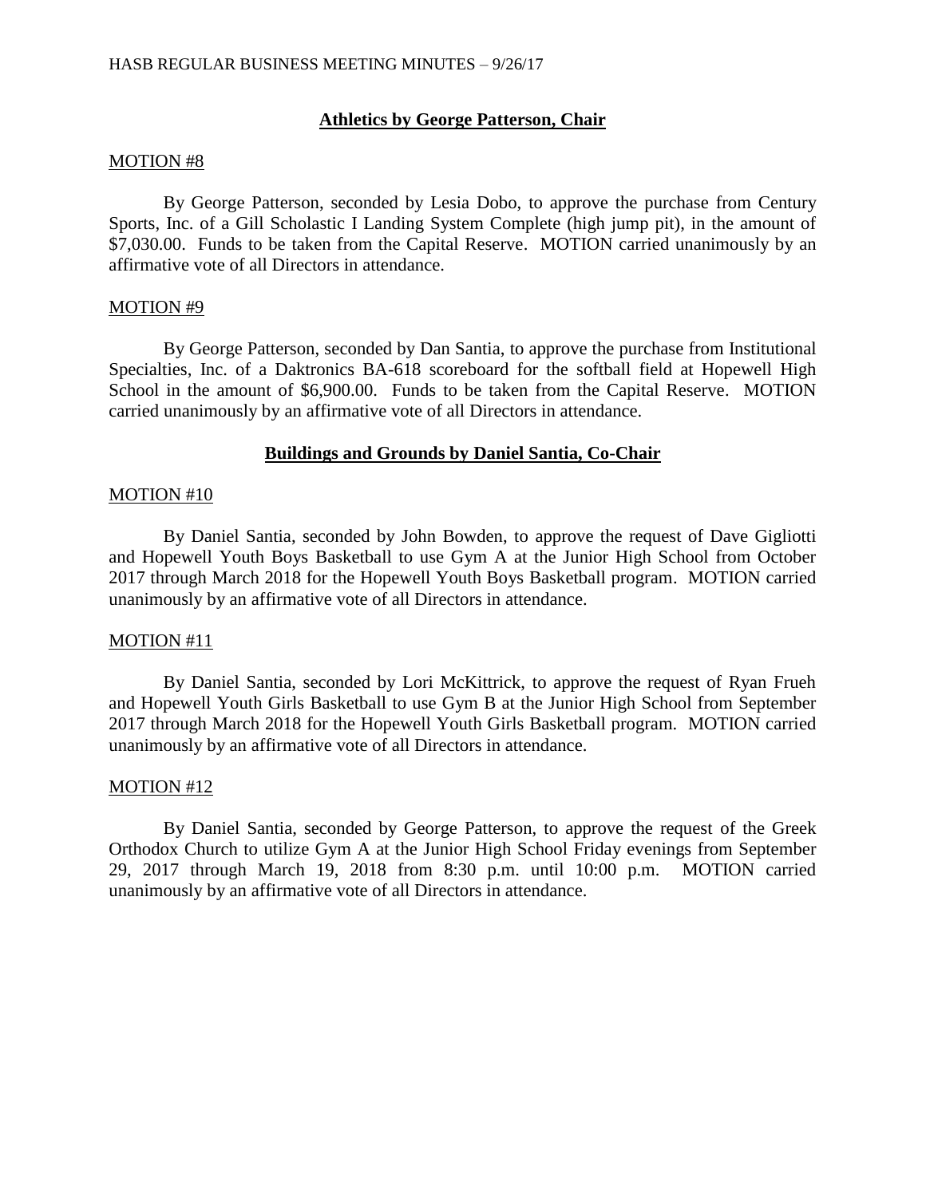## **Athletics by George Patterson, Chair**

MOTION #8

By George Patterson, seconded by Lesia Dobo, to approve the purchase from Century Sports, Inc. of a Gill Scholastic I Landing System Complete (high jump pit), in the amount of $7,030.00. Funds to be taken from the Capital Reserve. MOTION carried unanimously by an affirmative vote of all Directors in attendance.

MOTION #9

By George Patterson, seconded by Dan Santia, to approve the purchase from Institutional Specialties, Inc. of a Daktronics BA-618 scoreboard for the softball field at Hopewell High School in the amount of $6,900.00. Funds to be taken from the Capital Reserve. MOTION carried unanimously by an affirmative vote of all Directors in attendance.

## **Buildings and Grounds by Daniel Santia, Co-Chair**

MOTION #10

By Daniel Santia, seconded by John Bowden, to approve the request of Dave Gigliotti and Hopewell Youth Boys Basketball to use Gym A at the Junior High School from October 2017 through March 2018 for the Hopewell Youth Boys Basketball program. MOTION carried unanimously by an affirmative vote of all Directors in attendance.

MOTION #11

By Daniel Santia, seconded by Lori McKittrick, to approve the request of Ryan Frueh and Hopewell Youth Girls Basketball to use Gym B at the Junior High School from September 2017 through March 2018 for the Hopewell Youth Girls Basketball program. MOTION carried unanimously by an affirmative vote of all Directors in attendance.

MOTION #12

By Daniel Santia, seconded by George Patterson, to approve the request of the Greek Orthodox Church to utilize Gym A at the Junior High School Friday evenings from September 29, 2017 through March 19, 2018 from 8:30 p.m. until 10:00 p.m. MOTION carried unanimously by an affirmative vote of all Directors in attendance.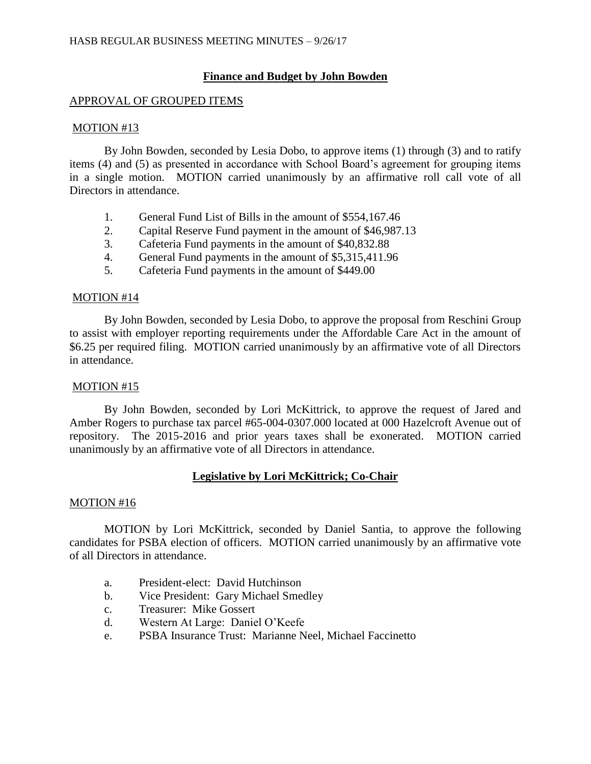## Finance and Budget by John Bowden

APPROVAL OF GROUPED ITEMS

MOTION #13

By John Bowden, seconded by Lesia Dobo, to approve items (1) through (3) and to ratify items (4) and (5) as presented in accordance with School Board's agreement for grouping items in a single motion. MOTION carried unanimously by an affirmative roll call vote of all Directors in attendance.

1. General Fund List of Bills in the amount of $554,167.46
2. Capital Reserve Fund payment in the amount of $46,987.13
3. Cafeteria Fund payments in the amount of $40,832.88
4. General Fund payments in the amount of $5,315,411.96
5. Cafeteria Fund payments in the amount of $449.00

MOTION #14

By John Bowden, seconded by Lesia Dobo, to approve the proposal from Reschini Group to assist with employer reporting requirements under the Affordable Care Act in the amount of $6.25 per required filing. MOTION carried unanimously by an affirmative vote of all Directors in attendance.

MOTION #15

By John Bowden, seconded by Lori McKittrick, to approve the request of Jared and Amber Rogers to purchase tax parcel #65-004-0307.000 located at 000 Hazelcroft Avenue out of repository. The 2015-2016 and prior years taxes shall be exonerated. MOTION carried unanimously by an affirmative vote of all Directors in attendance.

## Legislative by Lori McKittrick; Co-Chair

MOTION #16

MOTION by Lori McKittrick, seconded by Daniel Santia, to approve the following candidates for PSBA election of officers. MOTION carried unanimously by an affirmative vote of all Directors in attendance.

a. President-elect: David Hutchinson
b. Vice President: Gary Michael Smedley
c. Treasurer: Mike Gossert
d. Western At Large: Daniel O'Keefe
e. PSBA Insurance Trust: Marianne Neel, Michael Faccinetto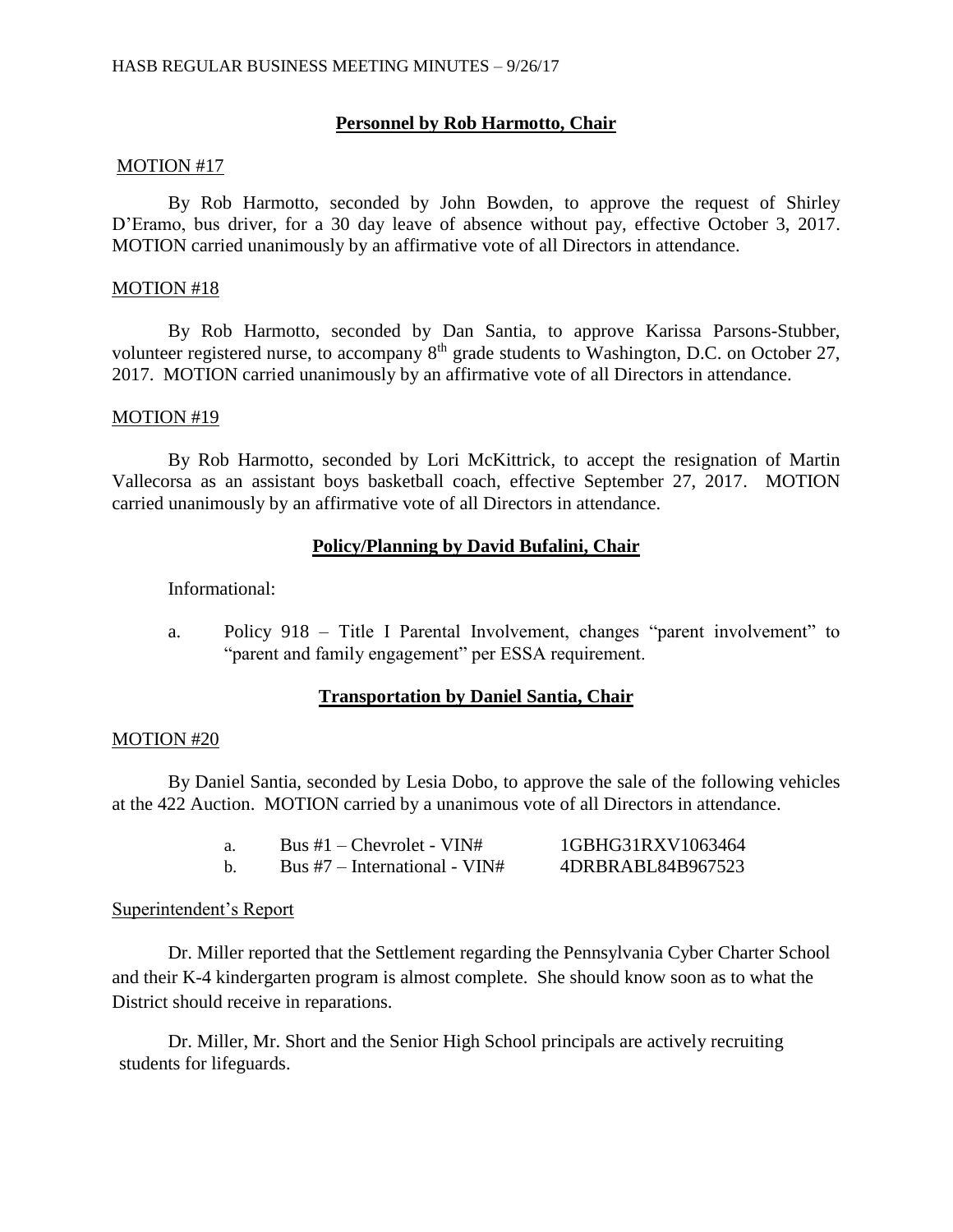## Personnel by Rob Harmotto, Chair

MOTION #17

By Rob Harmotto, seconded by John Bowden, to approve the request of Shirley D'Eramo, bus driver, for a 30 day leave of absence without pay, effective October 3, 2017. MOTION carried unanimously by an affirmative vote of all Directors in attendance.

MOTION #18

By Rob Harmotto, seconded by Dan Santia, to approve Karissa Parsons-Stubber, volunteer registered nurse, to accompany 8th grade students to Washington, D.C. on October 27, 2017. MOTION carried unanimously by an affirmative vote of all Directors in attendance.

MOTION #19

By Rob Harmotto, seconded by Lori McKittrick, to accept the resignation of Martin Vallecorsa as an assistant boys basketball coach, effective September 27, 2017. MOTION carried unanimously by an affirmative vote of all Directors in attendance.

## Policy/Planning by David Bufalini, Chair

Informational:

a. Policy 918 – Title I Parental Involvement, changes "parent involvement" to "parent and family engagement" per ESSA requirement.

## Transportation by Daniel Santia, Chair

MOTION #20

By Daniel Santia, seconded by Lesia Dobo, to approve the sale of the following vehicles at the 422 Auction. MOTION carried by a unanimous vote of all Directors in attendance.

a. Bus #1 – Chevrolet - VIN# 1GBHG31RXV1063464
b. Bus #7 – International - VIN# 4DRBRABL84B967523

Superintendent's Report

Dr. Miller reported that the Settlement regarding the Pennsylvania Cyber Charter School and their K-4 kindergarten program is almost complete. She should know soon as to what the District should receive in reparations.

Dr. Miller, Mr. Short and the Senior High School principals are actively recruiting students for lifeguards.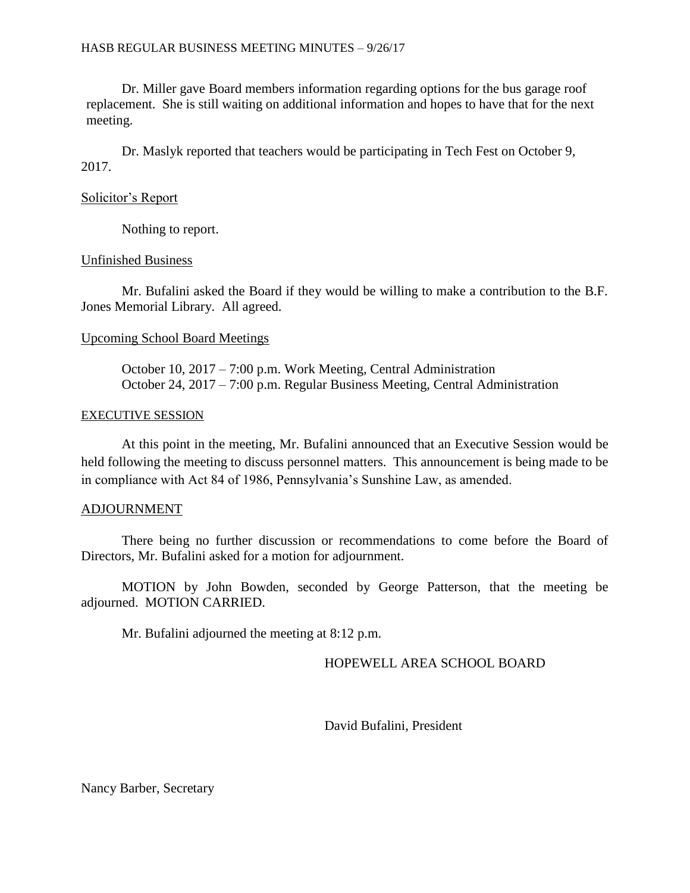Dr. Miller gave Board members information regarding options for the bus garage roof replacement. She is still waiting on additional information and hopes to have that for the next meeting.

Dr. Maslyk reported that teachers would be participating in Tech Fest on October 9, 2017.

Solicitor's Report

Nothing to report.

Unfinished Business

Mr. Bufalini asked the Board if they would be willing to make a contribution to the B.F. Jones Memorial Library. All agreed.

Upcoming School Board Meetings

October 10, 2017 – 7:00 p.m. Work Meeting, Central Administration
October 24, 2017 – 7:00 p.m. Regular Business Meeting, Central Administration

EXECUTIVE SESSION

At this point in the meeting, Mr. Bufalini announced that an Executive Session would be held following the meeting to discuss personnel matters. This announcement is being made to be in compliance with Act 84 of 1986, Pennsylvania's Sunshine Law, as amended.

ADJOURNMENT

There being no further discussion or recommendations to come before the Board of Directors, Mr. Bufalini asked for a motion for adjournment.

MOTION by John Bowden, seconded by George Patterson, that the meeting be adjourned. MOTION CARRIED.

Mr. Bufalini adjourned the meeting at 8:12 p.m.

HOPEWELL AREA SCHOOL BOARD

David Bufalini, President

Nancy Barber, Secretary